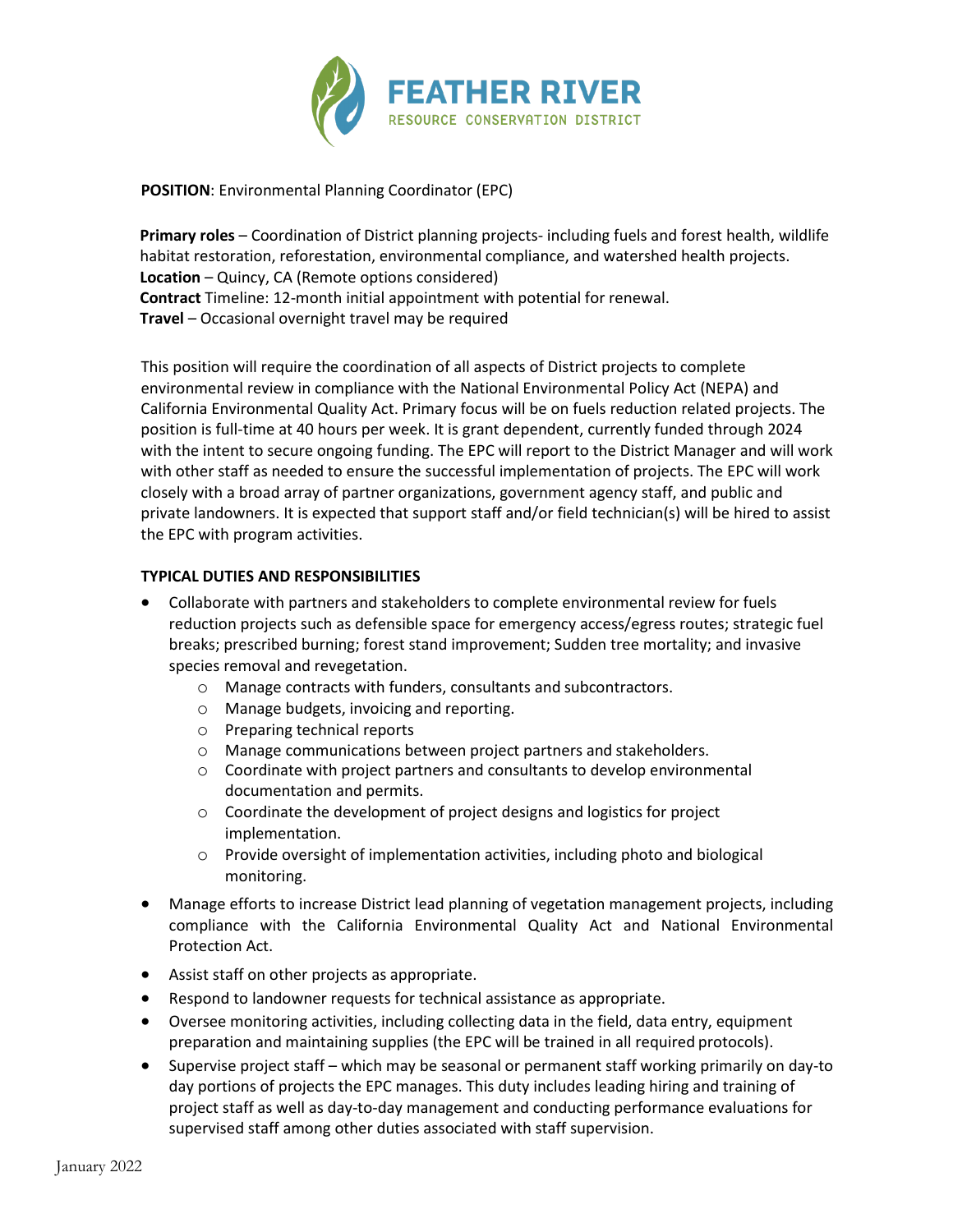FEATHER RIVER
RESOURCE CONSERVATION DISTRICT

**POSITION**: Environmental Planning Coordinator (EPC)

**Primary roles** – Coordination of District planning projects- including fuels and forest health, wildlife habitat restoration, reforestation, environmental compliance, and watershed health projects.
**Location** – Quincy, CA (Remote options considered)
**Contract** Timeline: 12-month initial appointment with potential for renewal.
**Travel** – Occasional overnight travel may be required

This position will require the coordination of all aspects of District projects to complete environmental review in compliance with the National Environmental Policy Act (NEPA) and California Environmental Quality Act. Primary focus will be on fuels reduction related projects. The position is full-time at 40 hours per week. It is grant dependent, currently funded through 2024 with the intent to secure ongoing funding. The EPC will report to the District Manager and will work with other staff as needed to ensure the successful implementation of projects. The EPC will work closely with a broad array of partner organizations, government agency staff, and public and private landowners. It is expected that support staff and/or field technician(s) will be hired to assist the EPC with program activities.

**TYPICAL DUTIES AND RESPONSIBILITIES**

- Collaborate with partners and stakeholders to complete environmental review for fuels reduction projects such as defensible space for emergency access/egress routes; strategic fuel breaks; prescribed burning; forest stand improvement; Sudden tree mortality; and invasive species removal and revegetation.
  - Manage contracts with funders, consultants and subcontractors.
  - Manage budgets, invoicing and reporting.
  - Preparing technical reports
  - Manage communications between project partners and stakeholders.
  - Coordinate with project partners and consultants to develop environmental documentation and permits.
  - Coordinate the development of project designs and logistics for project implementation.
  - Provide oversight of implementation activities, including photo and biological monitoring.
- Manage efforts to increase District lead planning of vegetation management projects, including compliance with the California Environmental Quality Act and National Environmental Protection Act.
- Assist staff on other projects as appropriate.
- Respond to landowner requests for technical assistance as appropriate.
- Oversee monitoring activities, including collecting data in the field, data entry, equipment preparation and maintaining supplies (the EPC will be trained in all required protocols).
- Supervise project staff – which may be seasonal or permanent staff working primarily on day-to day portions of projects the EPC manages. This duty includes leading hiring and training of project staff as well as day-to-day management and conducting performance evaluations for supervised staff among other duties associated with staff supervision.

January 2022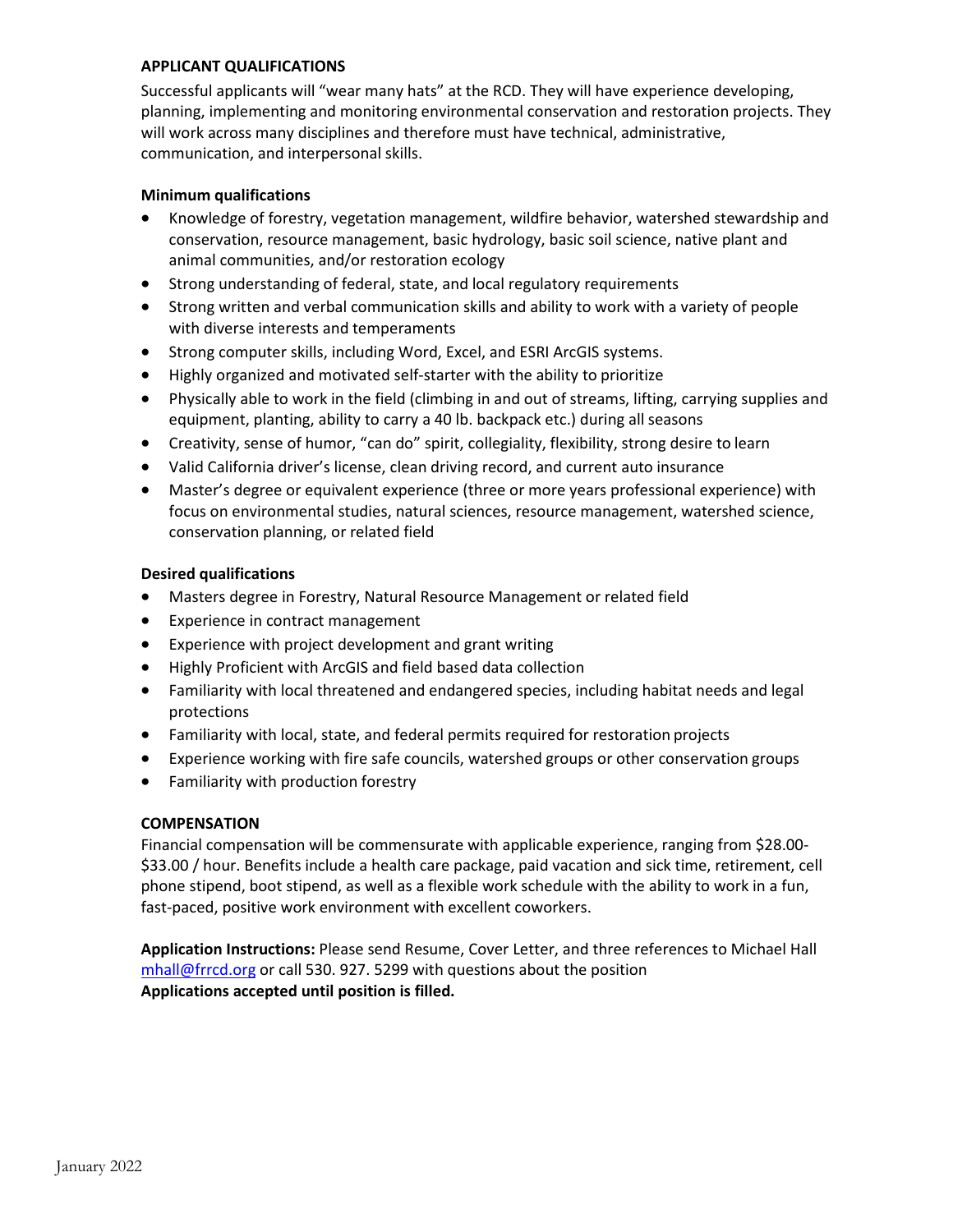**APPLICANT QUALIFICATIONS**

Successful applicants will "wear many hats" at the RCD. They will have experience developing, planning, implementing and monitoring environmental conservation and restoration projects. They will work across many disciplines and therefore must have technical, administrative, communication, and interpersonal skills.

**Minimum qualifications**

- Knowledge of forestry, vegetation management, wildfire behavior, watershed stewardship and conservation, resource management, basic hydrology, basic soil science, native plant and animal communities, and/or restoration ecology
- Strong understanding of federal, state, and local regulatory requirements
- Strong written and verbal communication skills and ability to work with a variety of people with diverse interests and temperaments
- Strong computer skills, including Word, Excel, and ESRI ArcGIS systems.
- Highly organized and motivated self-starter with the ability to prioritize
- Physically able to work in the field (climbing in and out of streams, lifting, carrying supplies and equipment, planting, ability to carry a 40 lb. backpack etc.) during all seasons
- Creativity, sense of humor, "can do" spirit, collegiality, flexibility, strong desire to learn
- Valid California driver's license, clean driving record, and current auto insurance
- Master's degree or equivalent experience (three or more years professional experience) with focus on environmental studies, natural sciences, resource management, watershed science, conservation planning, or related field

**Desired qualifications**

- Masters degree in Forestry, Natural Resource Management or related field
- Experience in contract management
- Experience with project development and grant writing
- Highly Proficient with ArcGIS and field based data collection
- Familiarity with local threatened and endangered species, including habitat needs and legal protections
- Familiarity with local, state, and federal permits required for restoration projects
- Experience working with fire safe councils, watershed groups or other conservation groups
- Familiarity with production forestry

**COMPENSATION**

Financial compensation will be commensurate with applicable experience, ranging from $28.00-$33.00 / hour. Benefits include a health care package, paid vacation and sick time, retirement, cell phone stipend, boot stipend, as well as a flexible work schedule with the ability to work in a fun, fast-paced, positive work environment with excellent coworkers.

**Application Instructions:** Please send Resume, Cover Letter, and three references to Michael Hall mhall@frrcd.org or call 530. 927. 5299 with questions about the position

**Applications accepted until position is filled.**

January 2022